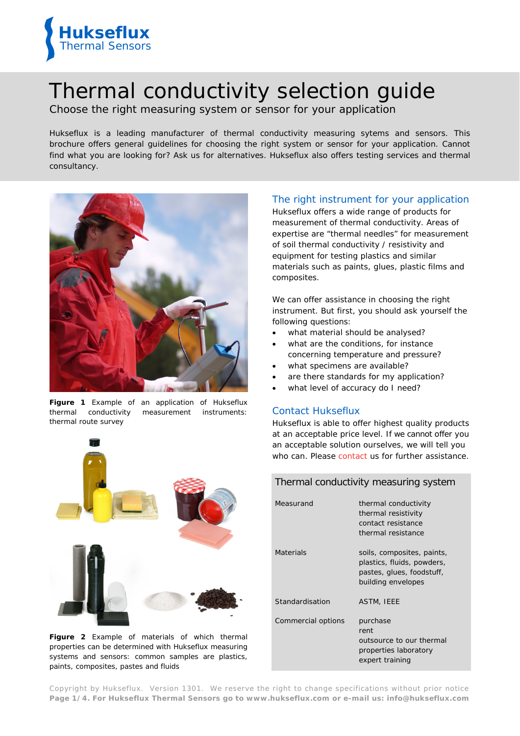# Thermal conductivity selection guide

Choose the right measuring system or sensor for your application

Hukseflux is a leading manufacturer of thermal conductivity measuring sytems and sensors. This brochure offers general guidelines for choosing the right system or sensor for your application. Cannot find what you are looking for? Ask us for alternatives. Hukseflux also offers testing services and thermal consultancy.

**Figure 1** Example of an application of Hukseflux thermal conductivity measurement instruments: thermal route survey

**Figure 2** Example of materials of which thermal properties can be determined with Hukseflux measuring systems and sensors: common samples are plastics, paints, composites, pastes and fluids

## The right instrument for your application

Hukseflux offers a wide range of products for measurement of thermal conductivity. Areas of expertise are "thermal needles" for measurement of soil thermal conductivity / resistivity and equipment for testing plastics and similar materials such as paints, glues, plastic films and composites.

We can offer assistance in choosing the right instrument. But first, you should ask yourself the following questions:

- what material should be analysed?
- what are the conditions, for instance concerning temperature and pressure?
- what specimens are available?
- are there standards for my application?
- what level of accuracy do I need?

## Contact Hukseflux

Hukseflux is able to offer highest quality products at an acceptable price level. If we cannot offer you an acceptable solution ourselves, we will tell you who can. Please contact us for further assistance.

| Thermal conductivity measuring system | |
|---|---|
| Measurand | thermal conductivity<br>thermal resistivity<br>contact resistance<br>thermal resistance |
| Materials | soils, composites, paints, plastics, fluids, powders, pastes, glues, foodstuff, building envelopes |
| Standardisation | ASTM, IEEE |
| Commercial options | purchase<br>rent<br>outsource to our thermal properties laboratory<br>expert training |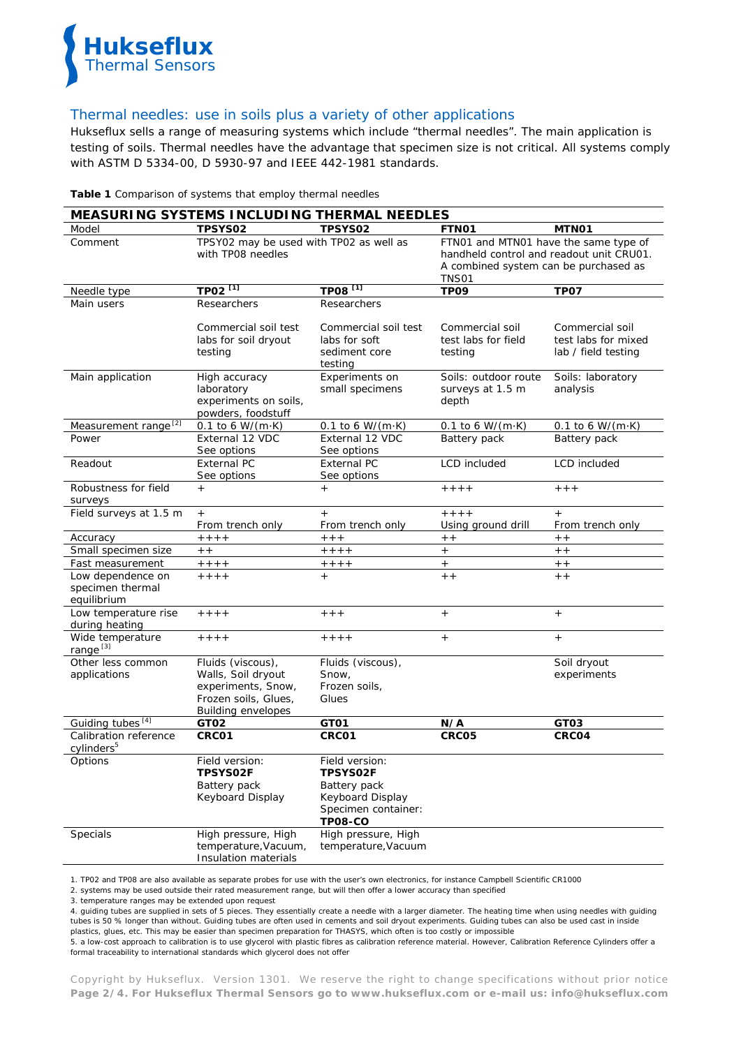## Thermal needles: use in soils plus a variety of other applications

Hukseflux sells a range of measuring systems which include “thermal needles”. The main application is testing of soils. Thermal needles have the advantage that specimen size is not critical. All systems comply with ASTM D 5334-00, D 5930-97 and IEEE 442-1981 standards.

**Table 1** Comparison of systems that employ thermal needles

| MEASURING SYSTEMS INCLUDING THERMAL NEEDLES | | | | |
|---|---|---|---|---|
| Model | **TPSYS02** | **TPSYS02** | **FTN01** | **MTN01** |
| Comment | TPSY02 may be used with TP02 as well as with TP08 needles | | FTN01 and MTN01 have the same type of handheld control and readout unit CRU01. A combined system can be purchased as TNS01 | |
| Needle type | **TP02** [1] | **TP08** [1] | **TP09** | **TP07** |
| Main users | Researchers<br><br>Commercial soil test labs for soil dryout testing | Researchers<br><br>Commercial soil test labs for soft sediment core testing | Commercial soil test labs for field testing | Commercial soil test labs for mixed lab / field testing |
| Main application | High accuracy laboratory experiments on soils, powders, foodstuff | Experiments on small specimens | Soils: outdoor route surveys at 1.5 m depth | Soils: laboratory analysis |
| Measurement range [2] | 0.1 to 6 W/(m·K) | 0.1 to 6 W/(m·K) | 0.1 to 6 W/(m·K) | 0.1 to 6 W/(m·K) |
| Power | External 12 VDC<br>See options | External 12 VDC<br>See options | Battery pack | Battery pack |
| Readout | External PC<br>See options | External PC<br>See options | LCD included | LCD included |
| Robustness for field surveys | + | + | ++++ | +++ |
| Field surveys at 1.5 m | +<br>From trench only | +<br>From trench only | ++++<br>Using ground drill | +<br>From trench only |
| Accuracy | ++++ | +++ | ++ | ++ |
| Small specimen size | ++ | ++++ | + | ++ |
| Fast measurement | ++++ | ++++ | + | ++ |
| Low dependence on specimen thermal equilibrium | ++++ | + | ++ | ++ |
| Low temperature rise during heating | ++++ | +++ | + | + |
| Wide temperature range [3] | ++++ | ++++ | + | + |
| Other less common applications | Fluids (viscous), Walls, Soil dryout experiments, Snow, Frozen soils, Glues, Building envelopes | Fluids (viscous), Snow, Frozen soils, Glues | | Soil dryout experiments |
| Guiding tubes [4] | **GT02** | **GT01** | **N/A** | **GT03** |
| Calibration reference cylinders [5] | **CRC01** | **CRC01** | **CRC05** | **CRC04** |
| Options | Field version: **TPSYS02F**<br>Battery pack<br>Keyboard Display | Field version: **TPSYS02F**<br>Battery pack<br>Keyboard Display<br>Specimen container: **TP08-CO** | | |
| Specials | High pressure, High temperature, Vacuum, Insulation materials | High pressure, High temperature, Vacuum | | |

1. TP02 and TP08 are also available as separate probes for use with the user's own electronics, for instance Campbell Scientific CR1000
2. systems may be used outside their rated measurement range, but will then offer a lower accuracy than specified
3. temperature ranges may be extended upon request
4. guiding tubes are supplied in sets of 5 pieces. They essentially create a needle with a larger diameter. The heating time when using needles with guiding tubes is 50 % longer than without. Guiding tubes are often used in cements and soil dryout experiments. Guiding tubes can also be used cast in inside plastics, glues, etc. This may be easier than specimen preparation for THASYS, which often is too costly or impossible
5. a low-cost approach to calibration is to use glycerol with plastic fibres as calibration reference material. However, Calibration Reference Cylinders offer a formal traceability to international standards which glycerol does not offer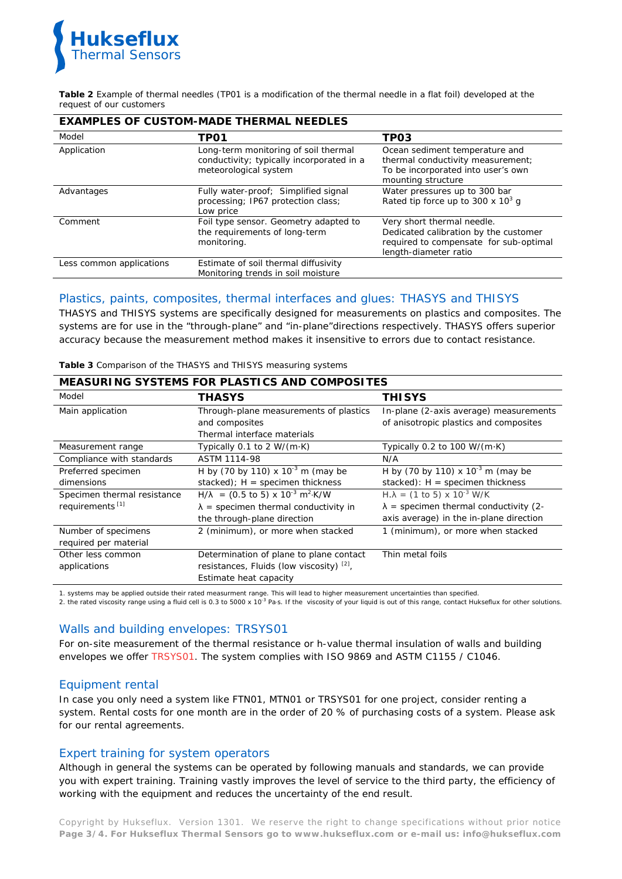**Table 2** Example of thermal needles (TP01 is a modification of the thermal needle in a flat foil) developed at the request of our customers

| EXAMPLES OF CUSTOM-MADE THERMAL NEEDLES | | |
|---|---|---|
| Model | **TP01** | **TP03** |
| Application | Long-term monitoring of soil thermal conductivity; typically incorporated in a meteorological system | Ocean sediment temperature and thermal conductivity measurement; To be incorporated into user's own mounting structure |
| Advantages | Fully water-proof; Simplified signal processing; IP67 protection class; Low price | Water pressures up to 300 bar<br>Rated tip force up to 300 x $10^3$ g |
| Comment | Foil type sensor. Geometry adapted to the requirements of long-term monitoring. | Very short thermal needle. Dedicated calibration by the customer required to compensate for sub-optimal length-diameter ratio |
| Less common applications | Estimate of soil thermal diffusivity<br>Monitoring trends in soil moisture | |

## Plastics, paints, composites, thermal interfaces and glues: THASYS and THISYS

THASYS and THISYS systems are specifically designed for measurements on plastics and composites. The systems are for use in the "through-plane" and "in-plane"directions respectively. THASYS offers superior accuracy because the measurement method makes it insensitive to errors due to contact resistance.

**Table 3** Comparison of the THASYS and THISYS measuring systems

| MEASURING SYSTEMS FOR PLASTICS AND COMPOSITES | | |
|---|---|---|
| Model | **THASYS** | **THISYS** |
| Main application | Through-plane measurements of plastics and composites<br>Thermal interface materials | In-plane (2-axis average) measurements of anisotropic plastics and composites |
| Measurement range | Typically 0.1 to 2 W/(m·K) | Typically 0.2 to 100 W/(m·K) |
| Compliance with standards | ASTM 1114-98 | N/A |
| Preferred specimen dimensions | H by (70 by 110) x $10^{-3}$ m (may be stacked); H = specimen thickness | H by (70 by 110) x $10^{-3}$ m (may be stacked): H = specimen thickness |
| Specimen thermal resistance requirements [1] | $H/\lambda$ = (0.5 to 5) x $10^{-3}$ $m^2 \cdot K/W$<br>$\lambda$ = specimen thermal conductivity in the through-plane direction | $H.\lambda$ = (1 to 5) x $10^{-3}$ W/K<br>$\lambda$ = specimen thermal conductivity (2-axis average) in the in-plane direction |
| Number of specimens required per material | 2 (minimum), or more when stacked | 1 (minimum), or more when stacked |
| Other less common applications | Determination of plane to plane contact resistances, Fluids (low viscosity) [2], Estimate heat capacity | Thin metal foils |

1. systems may be applied outside their rated measurment range. This will lead to higher measurement uncertainties than specified.
2. the rated viscosity range using a fluid cell is 0.3 to 5000 x $10^{-3}$ Pa·s. If the viscosity of your liquid is out of this range, contact Hukseflux for other solutions.

## Walls and building envelopes: TRSYS01

For on-site measurement of the thermal resistance or h-value thermal insulation of walls and building envelopes we offer TRSYS01. The system complies with ISO 9869 and ASTM C1155 / C1046.

## Equipment rental

In case you only need a system like FTN01, MTN01 or TRSYS01 for one project, consider renting a system. Rental costs for one month are in the order of 20 % of purchasing costs of a system. Please ask for our rental agreements.

## Expert training for system operators

Although in general the systems can be operated by following manuals and standards, we can provide you with expert training. Training vastly improves the level of service to the third party, the efficiency of working with the equipment and reduces the uncertainty of the end result.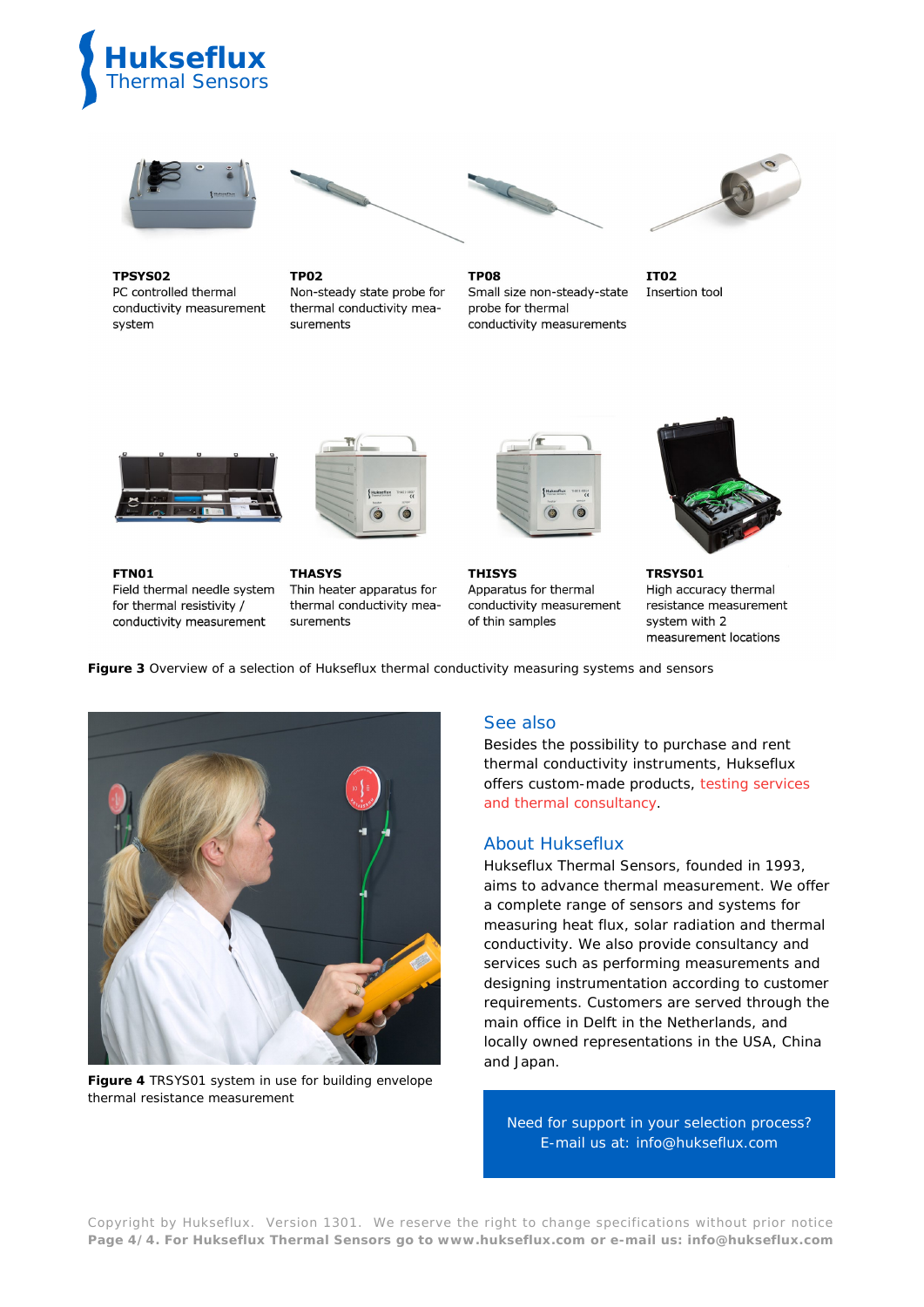**TPSYS02**
PC controlled thermal conductivity measurement system

**TP02**
Non-steady state probe for thermal conductivity measurements

**TP08**
Small size non-steady-state probe for thermal conductivity measurements

**IT02**
Insertion tool

**FTN01**
Field thermal needle system for thermal resistivity / conductivity measurement

**THASYS**
Thin heater apparatus for thermal conductivity measurements

**THISYS**
Apparatus for thermal conductivity measurement of thin samples

**TRSYS01**
High accuracy thermal resistance measurement system with 2 measurement locations

**Figure 3** Overview of a selection of Hukseflux thermal conductivity measuring systems and sensors

**Figure 4** TRSYS01 system in use for building envelope thermal resistance measurement

## See also

Besides the possibility to purchase and rent thermal conductivity instruments, Hukseflux offers custom-made products, testing services and thermal consultancy.

## About Hukseflux

Hukseflux Thermal Sensors, founded in 1993, aims to advance thermal measurement. We offer a complete range of sensors and systems for measuring heat flux, solar radiation and thermal conductivity. We also provide consultancy and services such as performing measurements and designing instrumentation according to customer requirements. Customers are served through the main office in Delft in the Netherlands, and locally owned representations in the USA, China and Japan.

Need for support in your selection process?
E-mail us at: info@hukseflux.com

Copyright by Hukseflux. Version 1301. We reserve the right to change specifications without prior notice